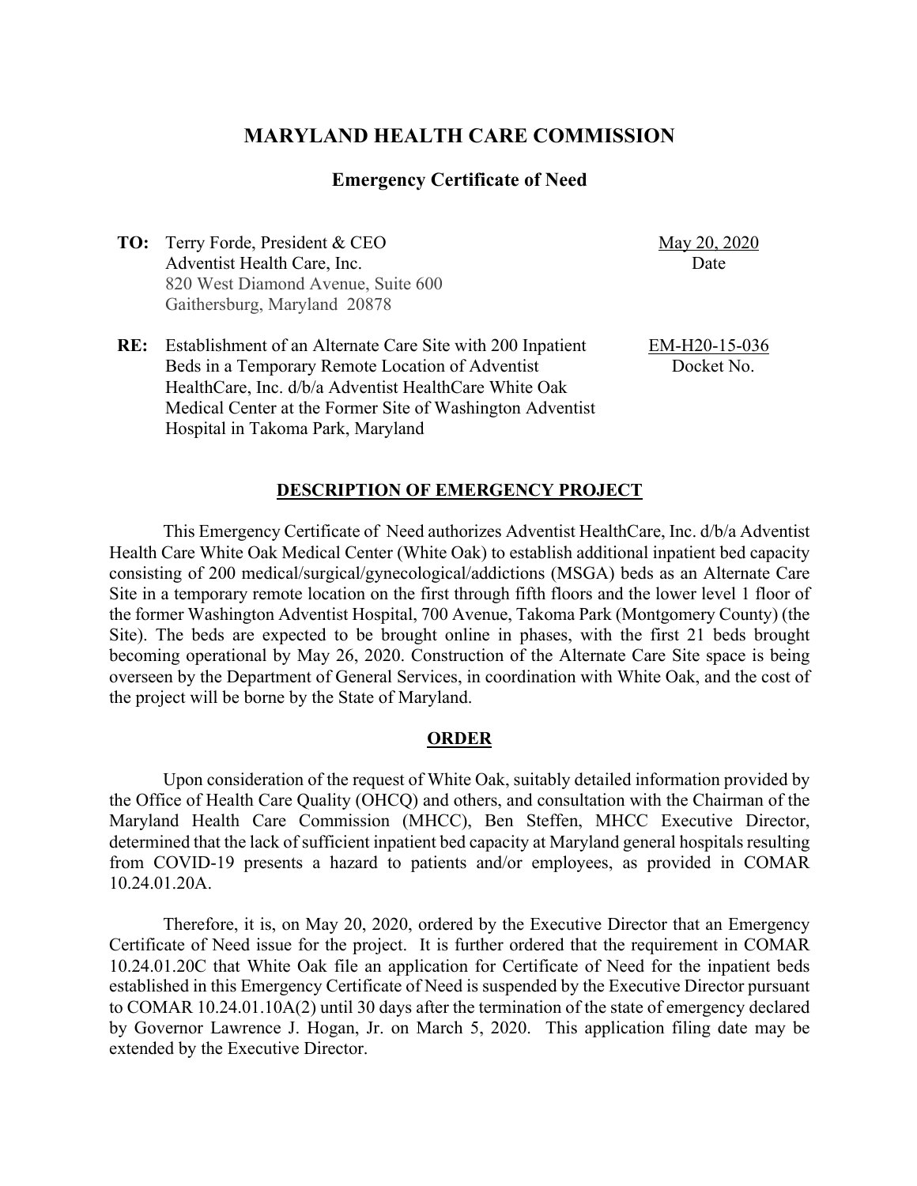# MARYLAND HEALTH CARE COMMISSION

## Emergency Certificate of Need

**TO:** Terry Forde, President & CEO
Adventist Health Care, Inc.
820 West Diamond Avenue, Suite 600
Gaithersburg, Maryland 20878

May 20, 2020
Date

**RE:** Establishment of an Alternate Care Site with 200 Inpatient Beds in a Temporary Remote Location of Adventist HealthCare, Inc. d/b/a Adventist HealthCare White Oak Medical Center at the Former Site of Washington Adventist Hospital in Takoma Park, Maryland

EM-H20-15-036
Docket No.

### DESCRIPTION OF EMERGENCY PROJECT

This Emergency Certificate of Need authorizes Adventist HealthCare, Inc. d/b/a Adventist Health Care White Oak Medical Center (White Oak) to establish additional inpatient bed capacity consisting of 200 medical/surgical/gynecological/addictions (MSGA) beds as an Alternate Care Site in a temporary remote location on the first through fifth floors and the lower level 1 floor of the former Washington Adventist Hospital, 700 Avenue, Takoma Park (Montgomery County) (the Site). The beds are expected to be brought online in phases, with the first 21 beds brought becoming operational by May 26, 2020. Construction of the Alternate Care Site space is being overseen by the Department of General Services, in coordination with White Oak, and the cost of the project will be borne by the State of Maryland.

### ORDER

Upon consideration of the request of White Oak, suitably detailed information provided by the Office of Health Care Quality (OHCQ) and others, and consultation with the Chairman of the Maryland Health Care Commission (MHCC), Ben Steffen, MHCC Executive Director, determined that the lack of sufficient inpatient bed capacity at Maryland general hospitals resulting from COVID-19 presents a hazard to patients and/or employees, as provided in COMAR 10.24.01.20A.

Therefore, it is, on May 20, 2020, ordered by the Executive Director that an Emergency Certificate of Need issue for the project. It is further ordered that the requirement in COMAR 10.24.01.20C that White Oak file an application for Certificate of Need for the inpatient beds established in this Emergency Certificate of Need is suspended by the Executive Director pursuant to COMAR 10.24.01.10A(2) until 30 days after the termination of the state of emergency declared by Governor Lawrence J. Hogan, Jr. on March 5, 2020. This application filing date may be extended by the Executive Director.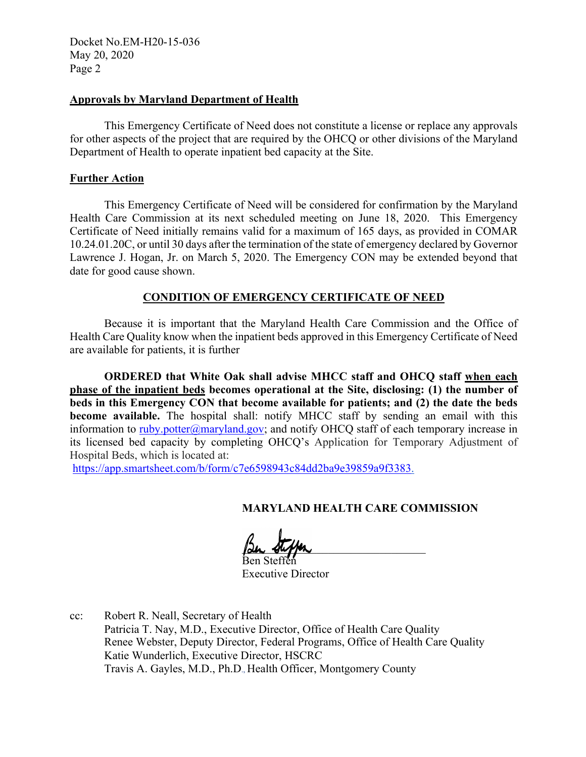Docket No.EM-H20-15-036
May 20, 2020

**<u>Approvals by Maryland Department of Health</u>**

This Emergency Certificate of Need does not constitute a license or replace any approvals for other aspects of the project that are required by the OHCQ or other divisions of the Maryland Department of Health to operate inpatient bed capacity at the Site.

**<u>Further Action</u>**

This Emergency Certificate of Need will be considered for confirmation by the Maryland Health Care Commission at its next scheduled meeting on June 18, 2020. This Emergency Certificate of Need initially remains valid for a maximum of 165 days, as provided in COMAR 10.24.01.20C, or until 30 days after the termination of the state of emergency declared by Governor Lawrence J. Hogan, Jr. on March 5, 2020. The Emergency CON may be extended beyond that date for good cause shown.

**<u>CONDITION OF EMERGENCY CERTIFICATE OF NEED</u>**

Because it is important that the Maryland Health Care Commission and the Office of Health Care Quality know when the inpatient beds approved in this Emergency Certificate of Need are available for patients, it is further

**ORDERED that White Oak shall advise MHCC staff and OHCQ staff <u>when each phase of the inpatient beds</u> becomes operational at the Site, disclosing: (1) the number of beds in this Emergency CON that become available for patients; and (2) the date the beds become available.** The hospital shall: notify MHCC staff by sending an email with this information to ruby.potter@maryland.gov; and notify OHCQ staff of each temporary increase in its licensed bed capacity by completing OHCQ's Application for Temporary Adjustment of Hospital Beds, which is located at:
https://app.smartsheet.com/b/form/c7e6598943c84dd2ba9e39859a9f3383.

**MARYLAND HEALTH CARE COMMISSION**

Ben Steffen
Executive Director

cc: Robert R. Neall, Secretary of Health
Patricia T. Nay, M.D., Executive Director, Office of Health Care Quality
Renee Webster, Deputy Director, Federal Programs, Office of Health Care Quality
Katie Wunderlich, Executive Director, HSCRC
Travis A. Gayles, M.D., Ph.D., Health Officer, Montgomery County